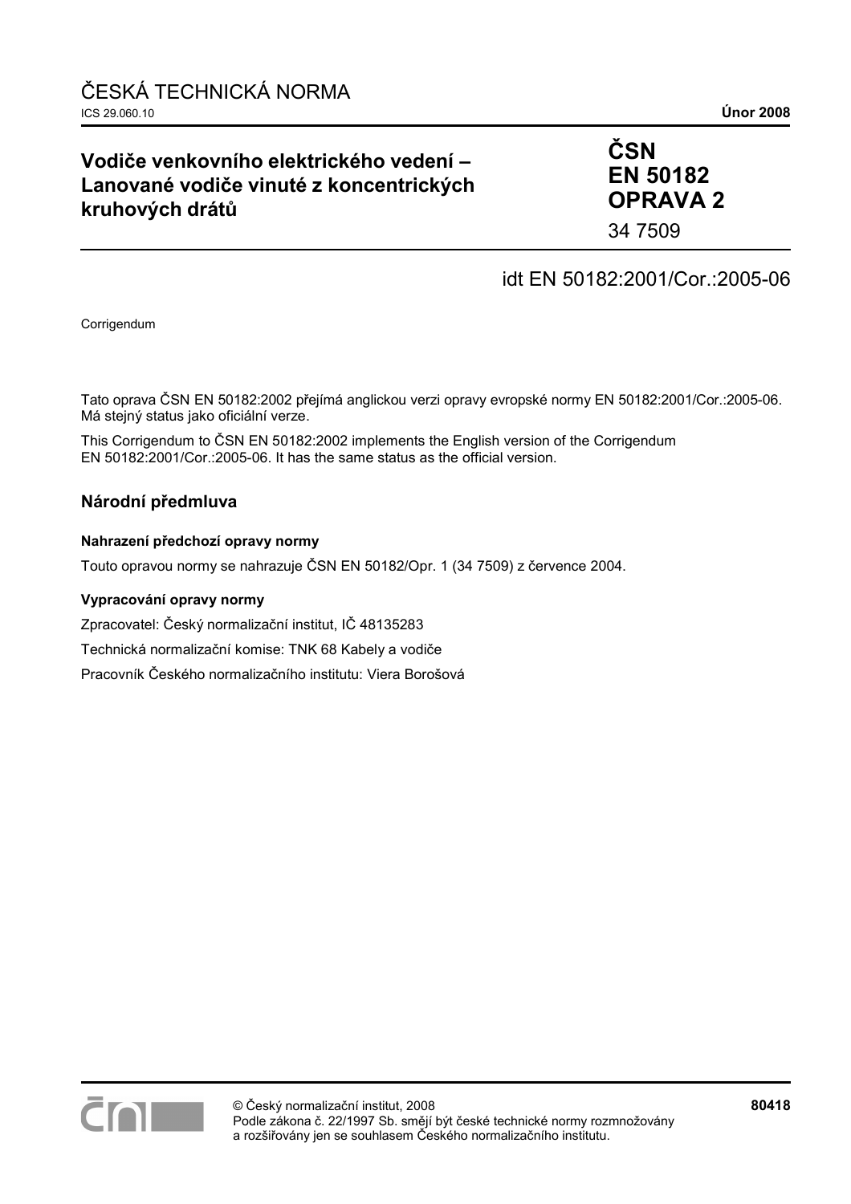ČESKÁ TECHNICKÁ NORMA

ICS 29.060.10 **Únor 2008**

# Vodiče venkovního elektrického vedení – Lanované vodiče vinuté z koncentrických kruhových drátů

**ČSN EN 50182 OPRAVA 2**

34 7509

idt EN 50182:2001/Cor.:2005-06

Corrigendum

Tato oprava ČSN EN 50182:2002 přejímá anglickou verzi opravy evropské normy EN 50182:2001/Cor.:2005-06. Má stejný status jako oficiální verze.

This Corrigendum to ČSN EN 50182:2002 implements the English version of the Corrigendum EN 50182:2001/Cor.:2005-06. It has the same status as the official version.

## Národní předmluva

### Nahrazení předchozí opravy normy

Touto opravou normy se nahrazuje ČSN EN 50182/Opr. 1 (34 7509) z července 2004.

### Vypracování opravy normy

Zpracovatel: Český normalizační institut, IČ 48135283

Technická normalizační komise: TNK 68 Kabely a vodiče

Pracovník Českého normalizačního institutu: Viera Borošová

© Český normalizační institut, 2008
Podle zákona č. 22/1997 Sb. smějí být české technické normy rozmnožovány a rozšiřovány jen se souhlasem Českého normalizačního institutu.

**80418**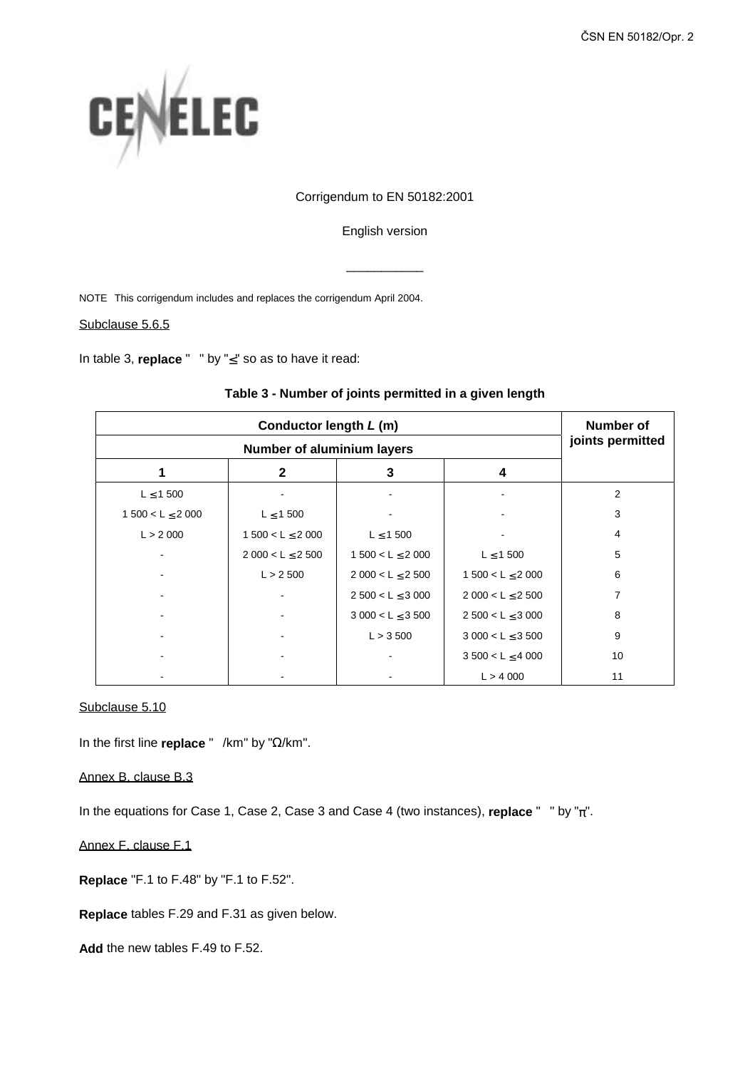Corrigendum to EN 50182:2001

English version

___________

NOTE This corrigendum includes and replaces the corrigendum April 2004.

Subclause 5.6.5

In table 3, **replace** " " by "≤" so as to have it read:

**Table 3 - Number of joints permitted in a given length**

| Conductor length *L* (m) | | | | Number of joints permitted |
|---|---|---|---|---|
| Number of aluminium layers | | | | |
| **1** | **2** | **3** | **4** | |
| L ≤ 1 500 | - | - | - | 2 |
| 1 500 < L ≤ 2 000 | L ≤ 1 500 | - | - | 3 |
| L > 2 000 | 1 500 < L ≤ 2 000 | L ≤ 1 500 | - | 4 |
| - | 2 000 < L ≤ 2 500 | 1 500 < L ≤ 2 000 | L ≤ 1 500 | 5 |
| - | L > 2 500 | 2 000 < L ≤ 2 500 | 1 500 < L ≤ 2 000 | 6 |
| - | - | 2 500 < L ≤ 3 000 | 2 000 < L ≤ 2 500 | 7 |
| - | - | 3 000 < L ≤ 3 500 | 2 500 < L ≤ 3 000 | 8 |
| - | - | L > 3 500 | 3 000 < L ≤ 3 500 | 9 |
| - | - | - | 3 500 < L ≤ 4 000 | 10 |
| - | - | - | L > 4 000 | 11 |

Subclause 5.10

In the first line **replace** " /km" by "Ω/km".

Annex B, clause B.3

In the equations for Case 1, Case 2, Case 3 and Case 4 (two instances), **replace** " " by "π".

Annex F, clause F.1

**Replace** "F.1 to F.48" by "F.1 to F.52".

**Replace** tables F.29 and F.31 as given below.

**Add** the new tables F.49 to F.52.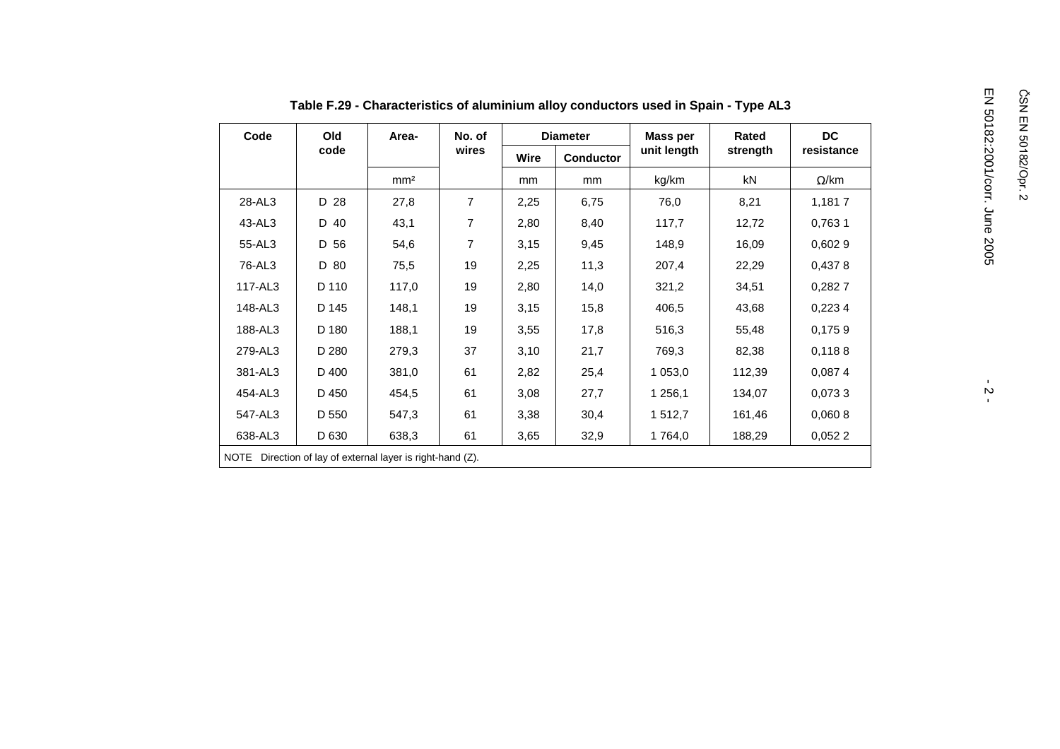**Table F.29 - Characteristics of aluminium alloy conductors used in Spain - Type AL3**

| Code | Old code | Area- | No. of wires | Diameter | | Mass per unit length | Rated strength | DC resistance |
|---|---|---|---|---|---|---|---|---|
| | | | | Wire | Conductor | | | |
| | | mm² | | mm | mm | kg/km | kN | Ω/km |
| 28-AL3 | D 28 | 27,8 | 7 | 2,25 | 6,75 | 76,0 | 8,21 | 1,181 7 |
| 43-AL3 | D 40 | 43,1 | 7 | 2,80 | 8,40 | 117,7 | 12,72 | 0,763 1 |
| 55-AL3 | D 56 | 54,6 | 7 | 3,15 | 9,45 | 148,9 | 16,09 | 0,602 9 |
| 76-AL3 | D 80 | 75,5 | 19 | 2,25 | 11,3 | 207,4 | 22,29 | 0,437 8 |
| 117-AL3 | D 110 | 117,0 | 19 | 2,80 | 14,0 | 321,2 | 34,51 | 0,282 7 |
| 148-AL3 | D 145 | 148,1 | 19 | 3,15 | 15,8 | 406,5 | 43,68 | 0,223 4 |
| 188-AL3 | D 180 | 188,1 | 19 | 3,55 | 17,8 | 516,3 | 55,48 | 0,175 9 |
| 279-AL3 | D 280 | 279,3 | 37 | 3,10 | 21,7 | 769,3 | 82,38 | 0,118 8 |
| 381-AL3 | D 400 | 381,0 | 61 | 2,82 | 25,4 | 1 053,0 | 112,39 | 0,087 4 |
| 454-AL3 | D 450 | 454,5 | 61 | 3,08 | 27,7 | 1 256,1 | 134,07 | 0,073 3 |
| 547-AL3 | D 550 | 547,3 | 61 | 3,38 | 30,4 | 1 512,7 | 161,46 | 0,060 8 |
| 638-AL3 | D 630 | 638,3 | 61 | 3,65 | 32,9 | 1 764,0 | 188,29 | 0,052 2 |

NOTE Direction of lay of external layer is right-hand (Z).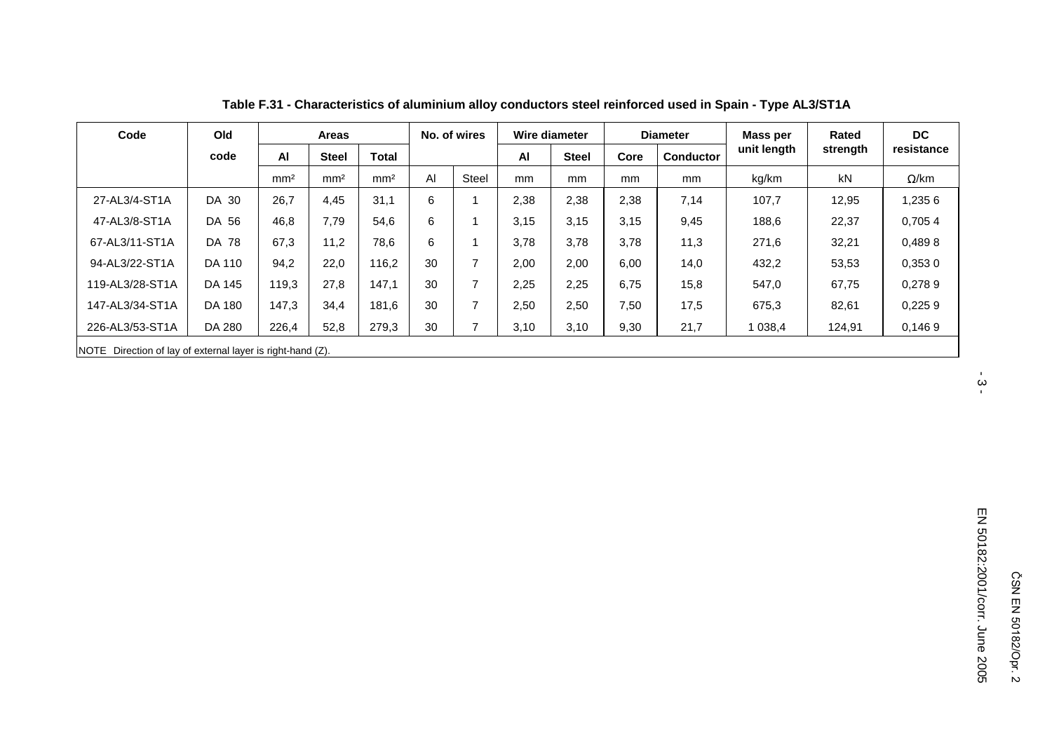**Table F.31 - Characteristics of aluminium alloy conductors steel reinforced used in Spain - Type AL3/ST1A**

| Code | Old code | Areas | | | No. of wires | | Wire diameter | | Diameter | | Mass per unit length | Rated strength | DC resistance |
|---|---|---|---|---|---|---|---|---|---|---|---|---|---|
| | | Al | Steel | Total | | | Al | Steel | Core | Conductor | | | |
| | | mm² | mm² | mm² | Al | Steel | mm | mm | mm | mm | kg/km | kN | Ω/km |
| 27-AL3/4-ST1A | DA 30 | 26,7 | 4,45 | 31,1 | 6 | 1 | 2,38 | 2,38 | 2,38 | 7,14 | 107,7 | 12,95 | 1,235 6 |
| 47-AL3/8-ST1A | DA 56 | 46,8 | 7,79 | 54,6 | 6 | 1 | 3,15 | 3,15 | 3,15 | 9,45 | 188,6 | 22,37 | 0,705 4 |
| 67-AL3/11-ST1A | DA 78 | 67,3 | 11,2 | 78,6 | 6 | 1 | 3,78 | 3,78 | 3,78 | 11,3 | 271,6 | 32,21 | 0,489 8 |
| 94-AL3/22-ST1A | DA 110 | 94,2 | 22,0 | 116,2 | 30 | 7 | 2,00 | 2,00 | 6,00 | 14,0 | 432,2 | 53,53 | 0,353 0 |
| 119-AL3/28-ST1A | DA 145 | 119,3 | 27,8 | 147,1 | 30 | 7 | 2,25 | 2,25 | 6,75 | 15,8 | 547,0 | 67,75 | 0,278 9 |
| 147-AL3/34-ST1A | DA 180 | 147,3 | 34,4 | 181,6 | 30 | 7 | 2,50 | 2,50 | 7,50 | 17,5 | 675,3 | 82,61 | 0,225 9 |
| 226-AL3/53-ST1A | DA 280 | 226,4 | 52,8 | 279,3 | 30 | 7 | 3,10 | 3,10 | 9,30 | 21,7 | 1 038,4 | 124,91 | 0,146 9 |

NOTE Direction of lay of external layer is right-hand (Z).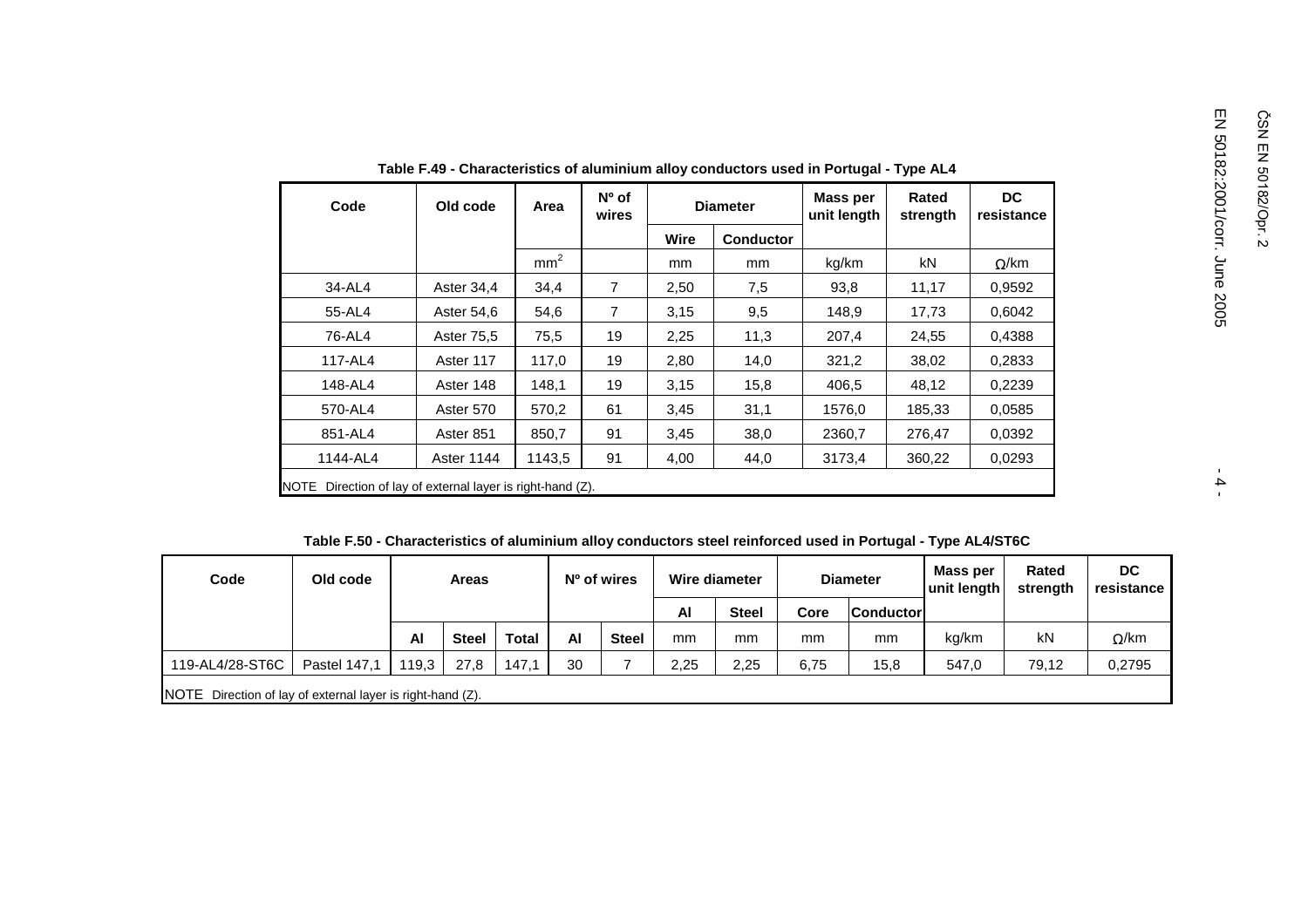**Table F.49 - Characteristics of aluminium alloy conductors used in Portugal - Type AL4**

| Code | Old code | Area | Nº of wires | Diameter | | Mass per unit length | Rated strength | DC resistance |
|---|---|---|---|---|---|---|---|---|
| | | | | Wire | Conductor | | | |
| | | mm$^2$ | | mm | mm | kg/km | kN | Ω/km |
| 34-AL4 | Aster 34,4 | 34,4 | 7 | 2,50 | 7,5 | 93,8 | 11,17 | 0,9592 |
| 55-AL4 | Aster 54,6 | 54,6 | 7 | 3,15 | 9,5 | 148,9 | 17,73 | 0,6042 |
| 76-AL4 | Aster 75,5 | 75,5 | 19 | 2,25 | 11,3 | 207,4 | 24,55 | 0,4388 |
| 117-AL4 | Aster 117 | 117,0 | 19 | 2,80 | 14,0 | 321,2 | 38,02 | 0,2833 |
| 148-AL4 | Aster 148 | 148,1 | 19 | 3,15 | 15,8 | 406,5 | 48,12 | 0,2239 |
| 570-AL4 | Aster 570 | 570,2 | 61 | 3,45 | 31,1 | 1576,0 | 185,33 | 0,0585 |
| 851-AL4 | Aster 851 | 850,7 | 91 | 3,45 | 38,0 | 2360,7 | 276,47 | 0,0392 |
| 1144-AL4 | Aster 1144 | 1143,5 | 91 | 4,00 | 44,0 | 3173,4 | 360,22 | 0,0293 |

NOTE Direction of lay of external layer is right-hand (Z).

**Table F.50 - Characteristics of aluminium alloy conductors steel reinforced used in Portugal - Type AL4/ST6C**

| Code | Old code | Areas | | | Nº of wires | | Wire diameter | | Diameter | | Mass per unit length | Rated strength | DC resistance |
|---|---|---|---|---|---|---|---|---|---|---|---|---|---|
| | | | | | | | Al | Steel | Core | Conductor | | | |
| | | Al | Steel | Total | Al | Steel | mm | mm | mm | mm | kg/km | kN | Ω/km |
| 119-AL4/28-ST6C | Pastel 147,1 | 119,3 | 27,8 | 147,1 | 30 | 7 | 2,25 | 2,25 | 6,75 | 15,8 | 547,0 | 79,12 | 0,2795 |

NOTE Direction of lay of external layer is right-hand (Z).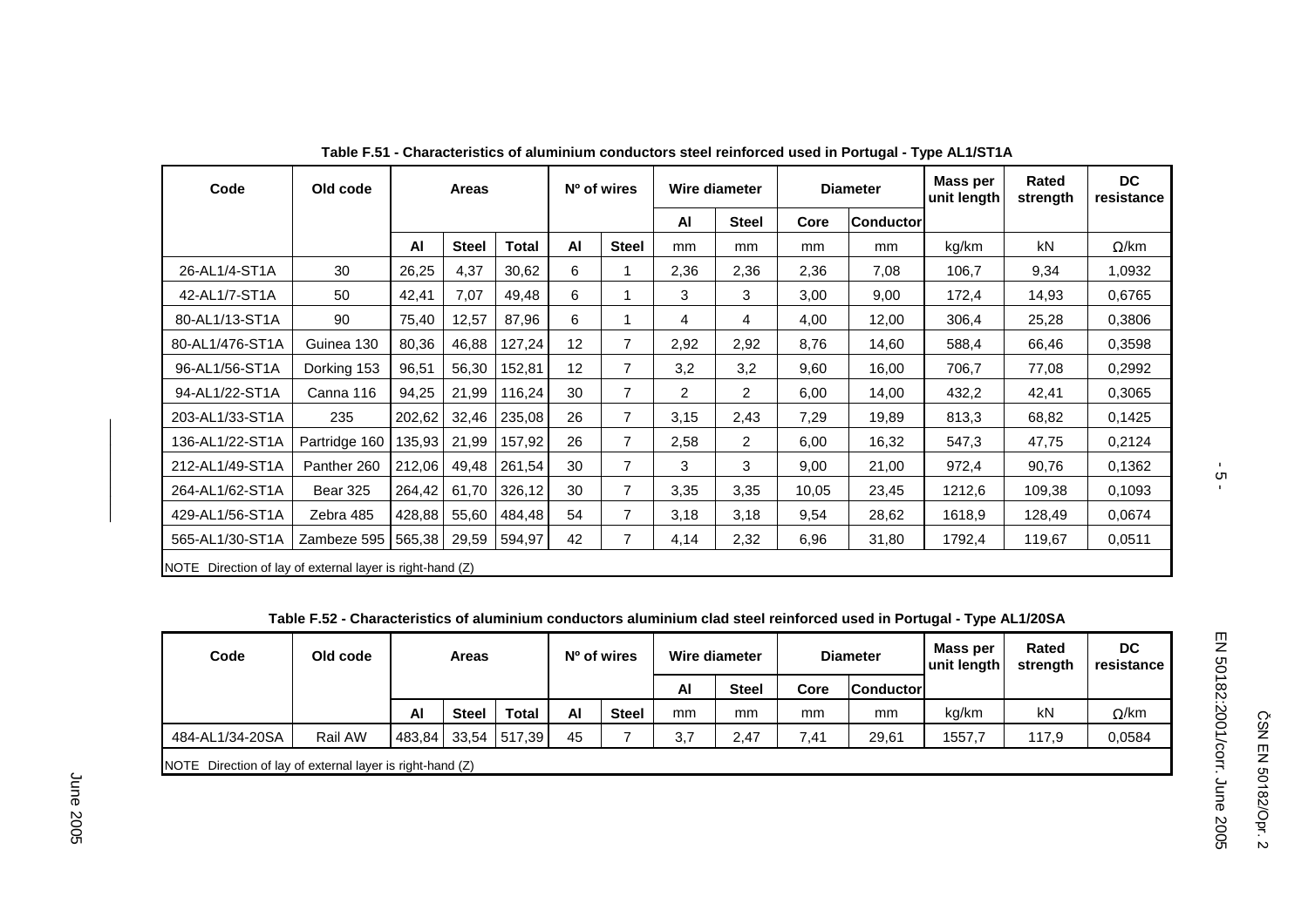**Table F.51 - Characteristics of aluminium conductors steel reinforced used in Portugal - Type AL1/ST1A**

| Code | Old code | Areas | | | Nº of wires | | Wire diameter | | Diameter | | Mass per unit length | Rated strength | DC resistance |
|---|---|---|---|---|---|---|---|---|---|---|---|---|---|
| | | | | | | | Al | Steel | Core | Conductor | | | |
| | | Al | Steel | Total | Al | Steel | mm | mm | mm | mm | kg/km | kN | Ω/km |
| 26-AL1/4-ST1A | 30 | 26,25 | 4,37 | 30,62 | 6 | 1 | 2,36 | 2,36 | 2,36 | 7,08 | 106,7 | 9,34 | 1,0932 |
| 42-AL1/7-ST1A | 50 | 42,41 | 7,07 | 49,48 | 6 | 1 | 3 | 3 | 3,00 | 9,00 | 172,4 | 14,93 | 0,6765 |
| 80-AL1/13-ST1A | 90 | 75,40 | 12,57 | 87,96 | 6 | 1 | 4 | 4 | 4,00 | 12,00 | 306,4 | 25,28 | 0,3806 |
| 80-AL1/476-ST1A | Guinea 130 | 80,36 | 46,88 | 127,24 | 12 | 7 | 2,92 | 2,92 | 8,76 | 14,60 | 588,4 | 66,46 | 0,3598 |
| 96-AL1/56-ST1A | Dorking 153 | 96,51 | 56,30 | 152,81 | 12 | 7 | 3,2 | 3,2 | 9,60 | 16,00 | 706,7 | 77,08 | 0,2992 |
| 94-AL1/22-ST1A | Canna 116 | 94,25 | 21,99 | 116,24 | 30 | 7 | 2 | 2 | 6,00 | 14,00 | 432,2 | 42,41 | 0,3065 |
| 203-AL1/33-ST1A | 235 | 202,62 | 32,46 | 235,08 | 26 | 7 | 3,15 | 2,43 | 7,29 | 19,89 | 813,3 | 68,82 | 0,1425 |
| 136-AL1/22-ST1A | Partridge 160 | 135,93 | 21,99 | 157,92 | 26 | 7 | 2,58 | 2 | 6,00 | 16,32 | 547,3 | 47,75 | 0,2124 |
| 212-AL1/49-ST1A | Panther 260 | 212,06 | 49,48 | 261,54 | 30 | 7 | 3 | 3 | 9,00 | 21,00 | 972,4 | 90,76 | 0,1362 |
| 264-AL1/62-ST1A | Bear 325 | 264,42 | 61,70 | 326,12 | 30 | 7 | 3,35 | 3,35 | 10,05 | 23,45 | 1212,6 | 109,38 | 0,1093 |
| 429-AL1/56-ST1A | Zebra 485 | 428,88 | 55,60 | 484,48 | 54 | 7 | 3,18 | 3,18 | 9,54 | 28,62 | 1618,9 | 128,49 | 0,0674 |
| 565-AL1/30-ST1A | Zambeze 595 | 565,38 | 29,59 | 594,97 | 42 | 7 | 4,14 | 2,32 | 6,96 | 31,80 | 1792,4 | 119,67 | 0,0511 |

NOTE Direction of lay of external layer is right-hand (Z)

**Table F.52 - Characteristics of aluminium conductors aluminium clad steel reinforced used in Portugal - Type AL1/20SA**

| Code | Old code | Areas | | | Nº of wires | | Wire diameter | | Diameter | | Mass per unit length | Rated strength | DC resistance |
|---|---|---|---|---|---|---|---|---|---|---|---|---|---|
| | | | | | | | Al | Steel | Core | Conductor | | | |
| | | Al | Steel | Total | Al | Steel | mm | mm | mm | mm | kg/km | kN | Ω/km |
| 484-AL1/34-20SA | Rail AW | 483,84 | 33,54 | 517,39 | 45 | 7 | 3,7 | 2,47 | 7,41 | 29,61 | 1557,7 | 117,9 | 0,0584 |

NOTE Direction of lay of external layer is right-hand (Z)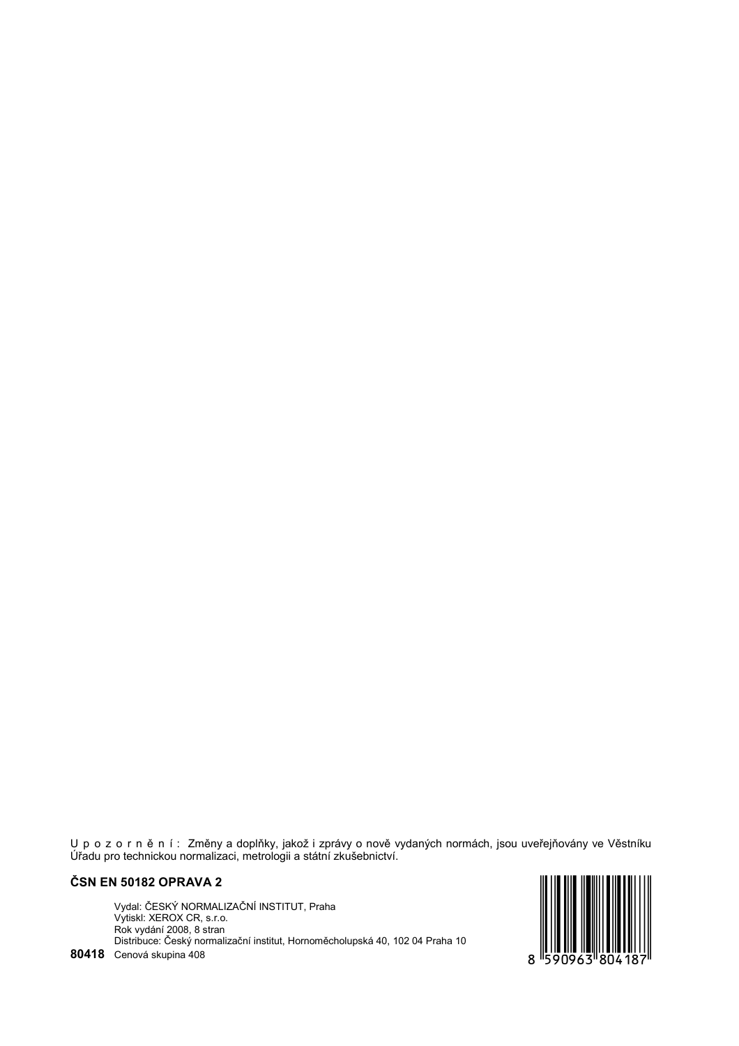U p o z o r n ě n í : Změny a doplňky, jakož i zprávy o nově vydaných normách, jsou uveřejňovány ve Věstníku Úřadu pro technickou normalizaci, metrologii a státní zkušebnictví.

**ČSN EN 50182 OPRAVA 2**

Vydal: ČESKÝ NORMALIZAČNÍ INSTITUT, Praha
Vytiskl: XEROX CR, s.r.o.
Rok vydání 2008, 8 stran
Distribuce: Český normalizační institut, Hornoměcholupská 40, 102 04 Praha 10

**80418** Cenová skupina 408

8 590963 804187